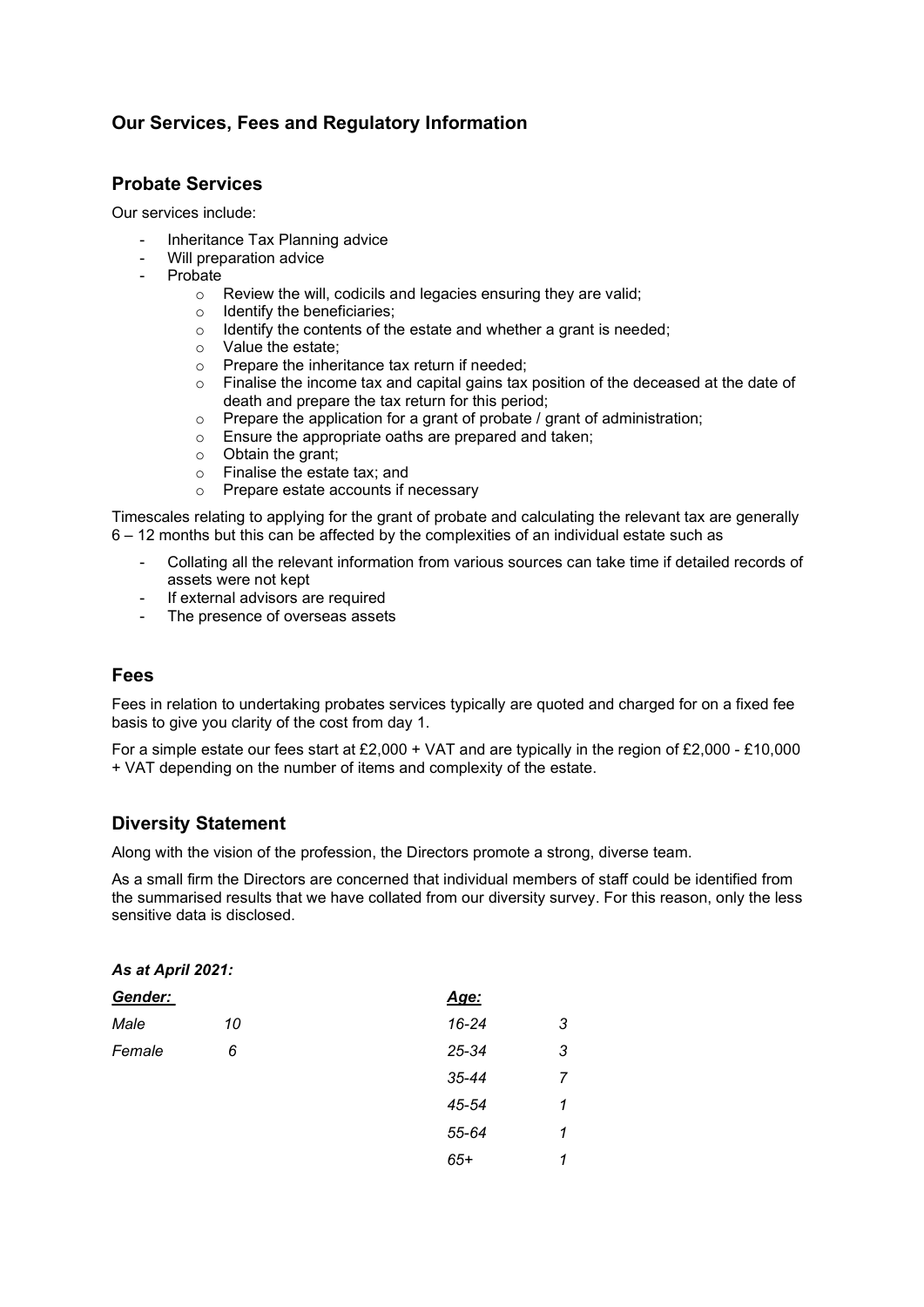## Our Services, Fees and Regulatory Information

### Probate Services

Our services include:

- Inheritance Tax Planning advice
- Will preparation advice
- Probate
    - Review the will, codicils and legacies ensuring they are valid;
    - Identify the beneficiaries;
    - Identify the contents of the estate and whether a grant is needed;
    - Value the estate;
    - Prepare the inheritance tax return if needed;
    - Finalise the income tax and capital gains tax position of the deceased at the date of death and prepare the tax return for this period;
    - Prepare the application for a grant of probate / grant of administration;
    - Ensure the appropriate oaths are prepared and taken;
    - Obtain the grant;
    - Finalise the estate tax; and
    - Prepare estate accounts if necessary

Timescales relating to applying for the grant of probate and calculating the relevant tax are generally 6 – 12 months but this can be affected by the complexities of an individual estate such as

- Collating all the relevant information from various sources can take time if detailed records of assets were not kept
- If external advisors are required
- The presence of overseas assets

### Fees

Fees in relation to undertaking probates services typically are quoted and charged for on a fixed fee basis to give you clarity of the cost from day 1.

For a simple estate our fees start at £2,000 + VAT and are typically in the region of £2,000 - £10,000 + VAT depending on the number of items and complexity of the estate.

### Diversity Statement

Along with the vision of the profession, the Directors promote a strong, diverse team.

As a small firm the Directors are concerned that individual members of staff could be identified from the summarised results that we have collated from our diversity survey. For this reason, only the less sensitive data is disclosed.

***As at April 2021:***

| *Gender:* | | *Age:* | |
|---|---|---|---|
| *Male* | *10* | *16-24* | *3* |
| *Female* | *6* | *25-34* | *3* |
| | | *35-44* | *7* |
| | | *45-54* | *1* |
| | | *55-64* | *1* |
| | | *65+* | *1* |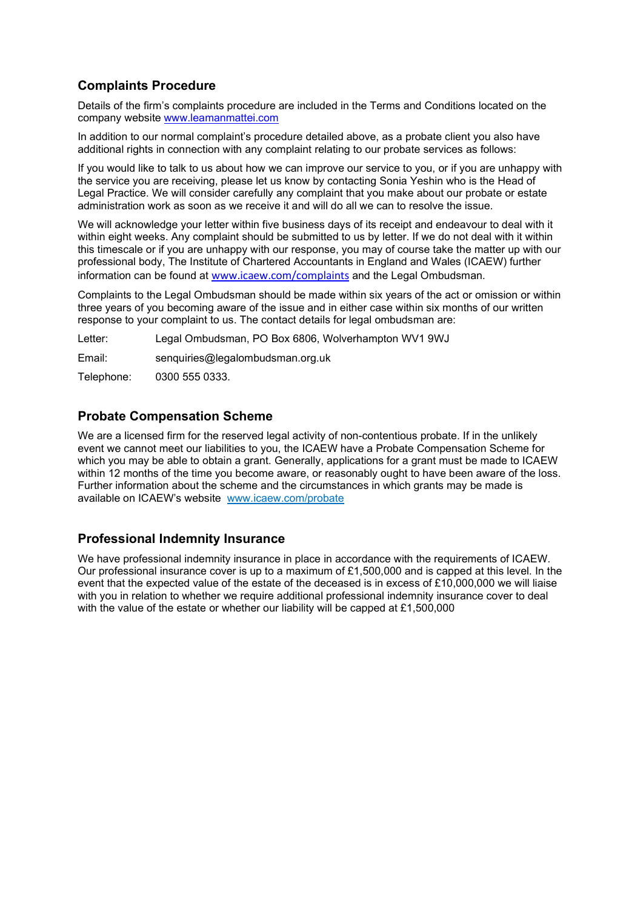## Complaints Procedure

Details of the firm's complaints procedure are included in the Terms and Conditions located on the company website [www.leamanmattei.com](http://www.leamanmattei.com)

In addition to our normal complaint's procedure detailed above, as a probate client you also have additional rights in connection with any complaint relating to our probate services as follows:

If you would like to talk to us about how we can improve our service to you, or if you are unhappy with the service you are receiving, please let us know by contacting Sonia Yeshin who is the Head of Legal Practice. We will consider carefully any complaint that you make about our probate or estate administration work as soon as we receive it and will do all we can to resolve the issue.

We will acknowledge your letter within five business days of its receipt and endeavour to deal with it within eight weeks. Any complaint should be submitted to us by letter. If we do not deal with it within this timescale or if you are unhappy with our response, you may of course take the matter up with our professional body, The Institute of Chartered Accountants in England and Wales (ICAEW) further information can be found at [www.icaew.com/complaints](http://www.icaew.com/complaints) and the Legal Ombudsman.

Complaints to the Legal Ombudsman should be made within six years of the act or omission or within three years of you becoming aware of the issue and in either case within six months of our written response to your complaint to us. The contact details for legal ombudsman are:

| | |
|---|---|
| Letter: | Legal Ombudsman, PO Box 6806, Wolverhampton WV1 9WJ |
| Email: | senquiries@legalombudsman.org.uk |
| Telephone: | 0300 555 0333. |

## Probate Compensation Scheme

We are a licensed firm for the reserved legal activity of non-contentious probate. If in the unlikely event we cannot meet our liabilities to you, the ICAEW have a Probate Compensation Scheme for which you may be able to obtain a grant. Generally, applications for a grant must be made to ICAEW within 12 months of the time you become aware, or reasonably ought to have been aware of the loss. Further information about the scheme and the circumstances in which grants may be made is available on ICAEW's website [www.icaew.com/probate](http://www.icaew.com/probate)

## Professional Indemnity Insurance

We have professional indemnity insurance in place in accordance with the requirements of ICAEW. Our professional insurance cover is up to a maximum of £1,500,000 and is capped at this level. In the event that the expected value of the estate of the deceased is in excess of £10,000,000 we will liaise with you in relation to whether we require additional professional indemnity insurance cover to deal with the value of the estate or whether our liability will be capped at £1,500,000